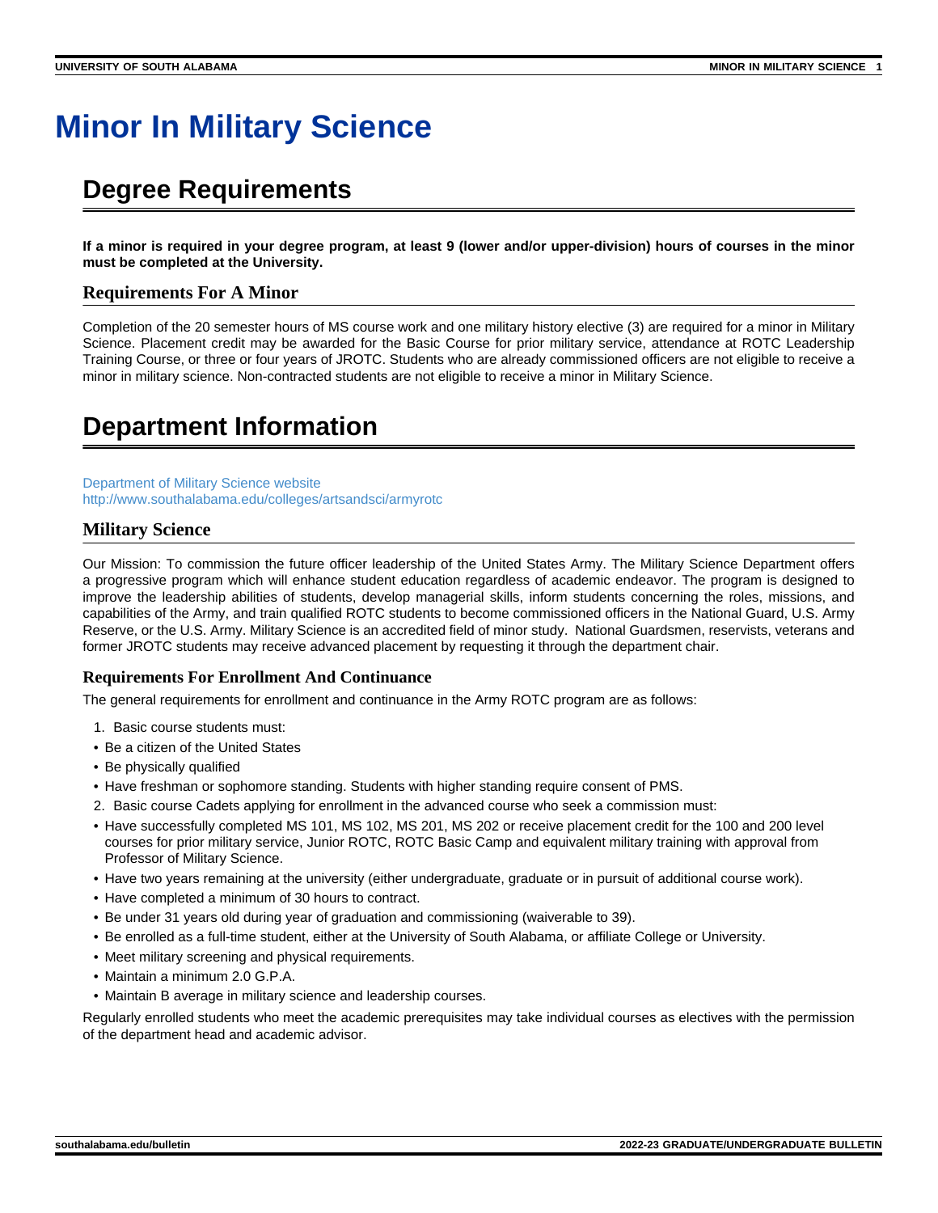# Minor In Military Science

## Degree Requirements

**If a minor is required in your degree program, at least 9 (lower and/or upper-division) hours of courses in the minor must be completed at the University.**

### Requirements For A Minor

Completion of the 20 semester hours of MS course work and one military history elective (3) are required for a minor in Military Science. Placement credit may be awarded for the Basic Course for prior military service, attendance at ROTC Leadership Training Course, or three or four years of JROTC. Students who are already commissioned officers are not eligible to receive a minor in military science. Non-contracted students are not eligible to receive a minor in Military Science.

## Department Information

Department of Military Science website
http://www.southalabama.edu/colleges/artsandsci/armyrotc

### Military Science

Our Mission: To commission the future officer leadership of the United States Army. The Military Science Department offers a progressive program which will enhance student education regardless of academic endeavor. The program is designed to improve the leadership abilities of students, develop managerial skills, inform students concerning the roles, missions, and capabilities of the Army, and train qualified ROTC students to become commissioned officers in the National Guard, U.S. Army Reserve, or the U.S. Army. Military Science is an accredited field of minor study. National Guardsmen, reservists, veterans and former JROTC students may receive advanced placement by requesting it through the department chair.

#### Requirements For Enrollment And Continuance

The general requirements for enrollment and continuance in the Army ROTC program are as follows:

1. Basic course students must:

- Be a citizen of the United States
- Be physically qualified
- Have freshman or sophomore standing. Students with higher standing require consent of PMS.

2. Basic course Cadets applying for enrollment in the advanced course who seek a commission must:

- Have successfully completed MS 101, MS 102, MS 201, MS 202 or receive placement credit for the 100 and 200 level courses for prior military service, Junior ROTC, ROTC Basic Camp and equivalent military training with approval from Professor of Military Science.
- Have two years remaining at the university (either undergraduate, graduate or in pursuit of additional course work).
- Have completed a minimum of 30 hours to contract.
- Be under 31 years old during year of graduation and commissioning (waiverable to 39).
- Be enrolled as a full-time student, either at the University of South Alabama, or affiliate College or University.
- Meet military screening and physical requirements.
- Maintain a minimum 2.0 G.P.A.
- Maintain B average in military science and leadership courses.

Regularly enrolled students who meet the academic prerequisites may take individual courses as electives with the permission of the department head and academic advisor.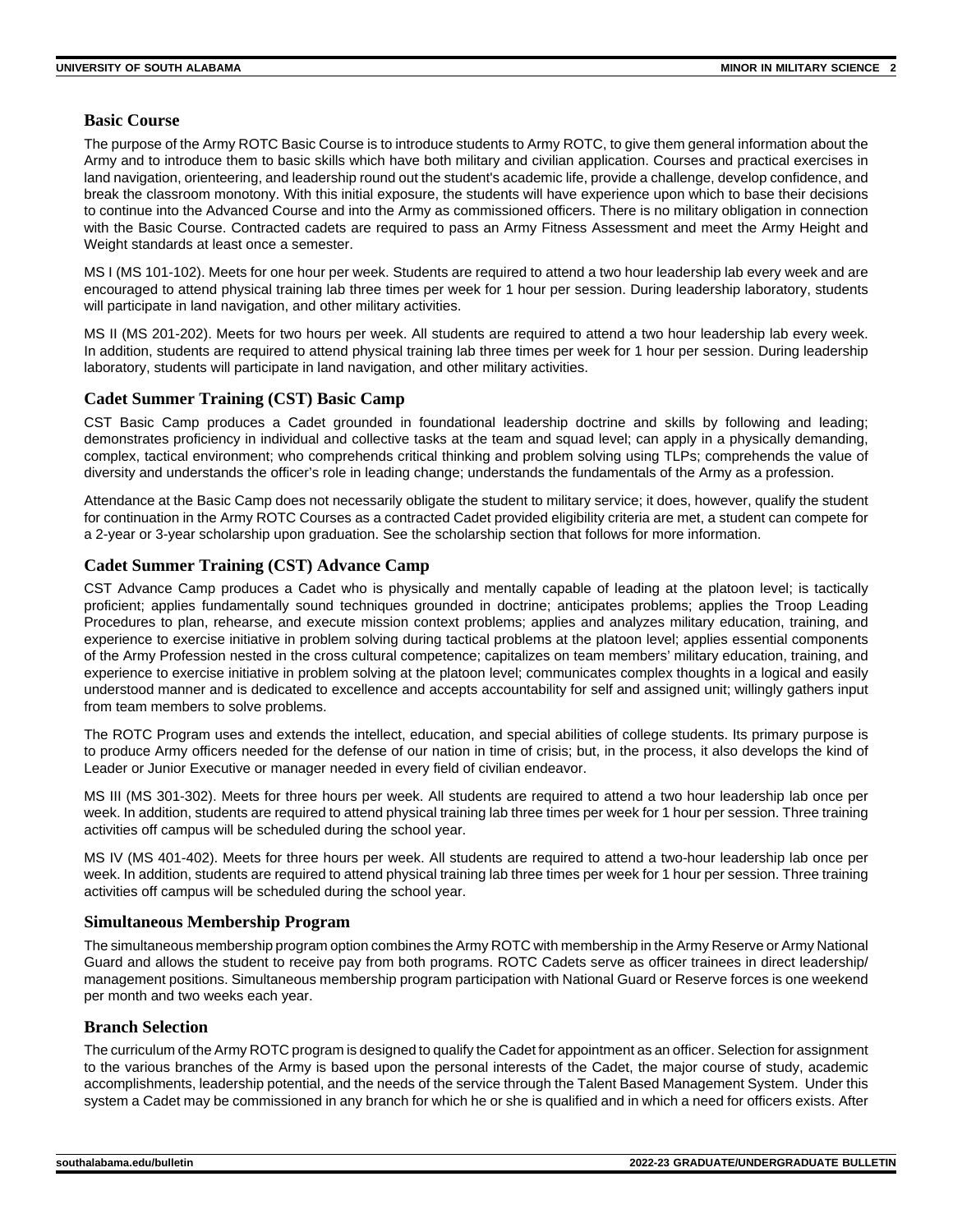## Basic Course

The purpose of the Army ROTC Basic Course is to introduce students to Army ROTC, to give them general information about the Army and to introduce them to basic skills which have both military and civilian application. Courses and practical exercises in land navigation, orienteering, and leadership round out the student's academic life, provide a challenge, develop confidence, and break the classroom monotony. With this initial exposure, the students will have experience upon which to base their decisions to continue into the Advanced Course and into the Army as commissioned officers. There is no military obligation in connection with the Basic Course. Contracted cadets are required to pass an Army Fitness Assessment and meet the Army Height and Weight standards at least once a semester.

MS I (MS 101-102). Meets for one hour per week. Students are required to attend a two hour leadership lab every week and are encouraged to attend physical training lab three times per week for 1 hour per session. During leadership laboratory, students will participate in land navigation, and other military activities.

MS II (MS 201-202). Meets for two hours per week. All students are required to attend a two hour leadership lab every week. In addition, students are required to attend physical training lab three times per week for 1 hour per session. During leadership laboratory, students will participate in land navigation, and other military activities.

## Cadet Summer Training (CST) Basic Camp

CST Basic Camp produces a Cadet grounded in foundational leadership doctrine and skills by following and leading; demonstrates proficiency in individual and collective tasks at the team and squad level; can apply in a physically demanding, complex, tactical environment; who comprehends critical thinking and problem solving using TLPs; comprehends the value of diversity and understands the officer's role in leading change; understands the fundamentals of the Army as a profession.

Attendance at the Basic Camp does not necessarily obligate the student to military service; it does, however, qualify the student for continuation in the Army ROTC Courses as a contracted Cadet provided eligibility criteria are met, a student can compete for a 2-year or 3-year scholarship upon graduation. See the scholarship section that follows for more information.

## Cadet Summer Training (CST) Advance Camp

CST Advance Camp produces a Cadet who is physically and mentally capable of leading at the platoon level; is tactically proficient; applies fundamentally sound techniques grounded in doctrine; anticipates problems; applies the Troop Leading Procedures to plan, rehearse, and execute mission context problems; applies and analyzes military education, training, and experience to exercise initiative in problem solving during tactical problems at the platoon level; applies essential components of the Army Profession nested in the cross cultural competence; capitalizes on team members' military education, training, and experience to exercise initiative in problem solving at the platoon level; communicates complex thoughts in a logical and easily understood manner and is dedicated to excellence and accepts accountability for self and assigned unit; willingly gathers input from team members to solve problems.

The ROTC Program uses and extends the intellect, education, and special abilities of college students. Its primary purpose is to produce Army officers needed for the defense of our nation in time of crisis; but, in the process, it also develops the kind of Leader or Junior Executive or manager needed in every field of civilian endeavor.

MS III (MS 301-302). Meets for three hours per week. All students are required to attend a two hour leadership lab once per week. In addition, students are required to attend physical training lab three times per week for 1 hour per session. Three training activities off campus will be scheduled during the school year.

MS IV (MS 401-402). Meets for three hours per week. All students are required to attend a two-hour leadership lab once per week. In addition, students are required to attend physical training lab three times per week for 1 hour per session. Three training activities off campus will be scheduled during the school year.

## Simultaneous Membership Program

The simultaneous membership program option combines the Army ROTC with membership in the Army Reserve or Army National Guard and allows the student to receive pay from both programs. ROTC Cadets serve as officer trainees in direct leadership/ management positions. Simultaneous membership program participation with National Guard or Reserve forces is one weekend per month and two weeks each year.

## Branch Selection

The curriculum of the Army ROTC program is designed to qualify the Cadet for appointment as an officer. Selection for assignment to the various branches of the Army is based upon the personal interests of the Cadet, the major course of study, academic accomplishments, leadership potential, and the needs of the service through the Talent Based Management System. Under this system a Cadet may be commissioned in any branch for which he or she is qualified and in which a need for officers exists. After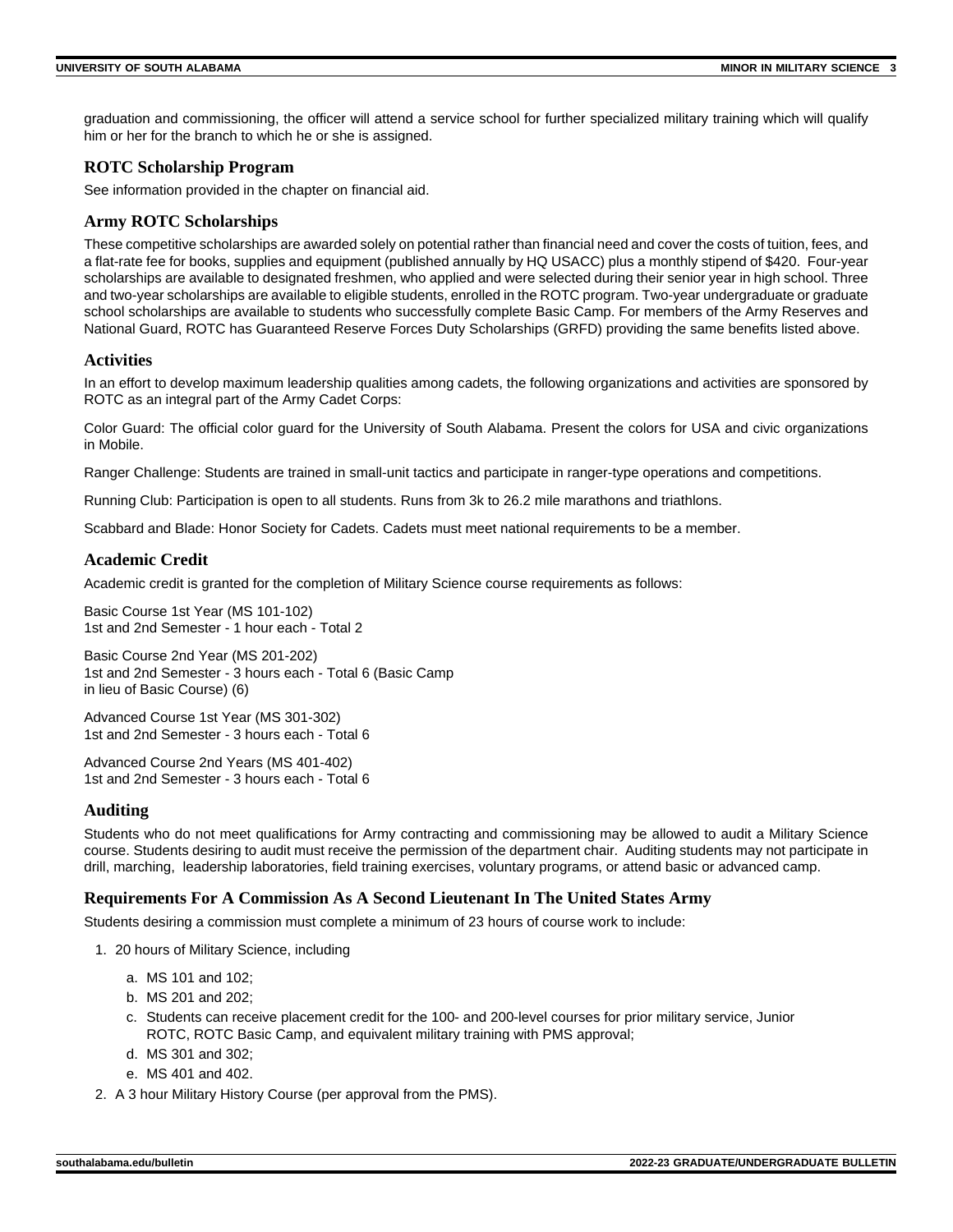graduation and commissioning, the officer will attend a service school for further specialized military training which will qualify him or her for the branch to which he or she is assigned.

### ROTC Scholarship Program

See information provided in the chapter on financial aid.

### Army ROTC Scholarships

These competitive scholarships are awarded solely on potential rather than financial need and cover the costs of tuition, fees, and a flat-rate fee for books, supplies and equipment (published annually by HQ USACC) plus a monthly stipend of $420. Four-year scholarships are available to designated freshmen, who applied and were selected during their senior year in high school. Three and two-year scholarships are available to eligible students, enrolled in the ROTC program. Two-year undergraduate or graduate school scholarships are available to students who successfully complete Basic Camp. For members of the Army Reserves and National Guard, ROTC has Guaranteed Reserve Forces Duty Scholarships (GRFD) providing the same benefits listed above.

### Activities

In an effort to develop maximum leadership qualities among cadets, the following organizations and activities are sponsored by ROTC as an integral part of the Army Cadet Corps:

Color Guard: The official color guard for the University of South Alabama. Present the colors for USA and civic organizations in Mobile.

Ranger Challenge: Students are trained in small-unit tactics and participate in ranger-type operations and competitions.

Running Club: Participation is open to all students. Runs from 3k to 26.2 mile marathons and triathlons.

Scabbard and Blade: Honor Society for Cadets. Cadets must meet national requirements to be a member.

### Academic Credit

Academic credit is granted for the completion of Military Science course requirements as follows:

Basic Course 1st Year (MS 101-102)
1st and 2nd Semester - 1 hour each - Total 2

Basic Course 2nd Year (MS 201-202)
1st and 2nd Semester - 3 hours each - Total 6 (Basic Camp
in lieu of Basic Course) (6)

Advanced Course 1st Year (MS 301-302)
1st and 2nd Semester - 3 hours each - Total 6

Advanced Course 2nd Years (MS 401-402)
1st and 2nd Semester - 3 hours each - Total 6

### Auditing

Students who do not meet qualifications for Army contracting and commissioning may be allowed to audit a Military Science course. Students desiring to audit must receive the permission of the department chair. Auditing students may not participate in drill, marching, leadership laboratories, field training exercises, voluntary programs, or attend basic or advanced camp.

### Requirements For A Commission As A Second Lieutenant In The United States Army

Students desiring a commission must complete a minimum of 23 hours of course work to include:

1. 20 hours of Military Science, including
   a. MS 101 and 102;
   b. MS 201 and 202;
   c. Students can receive placement credit for the 100- and 200-level courses for prior military service, Junior ROTC, ROTC Basic Camp, and equivalent military training with PMS approval;
   d. MS 301 and 302;
   e. MS 401 and 402.
2. A 3 hour Military History Course (per approval from the PMS).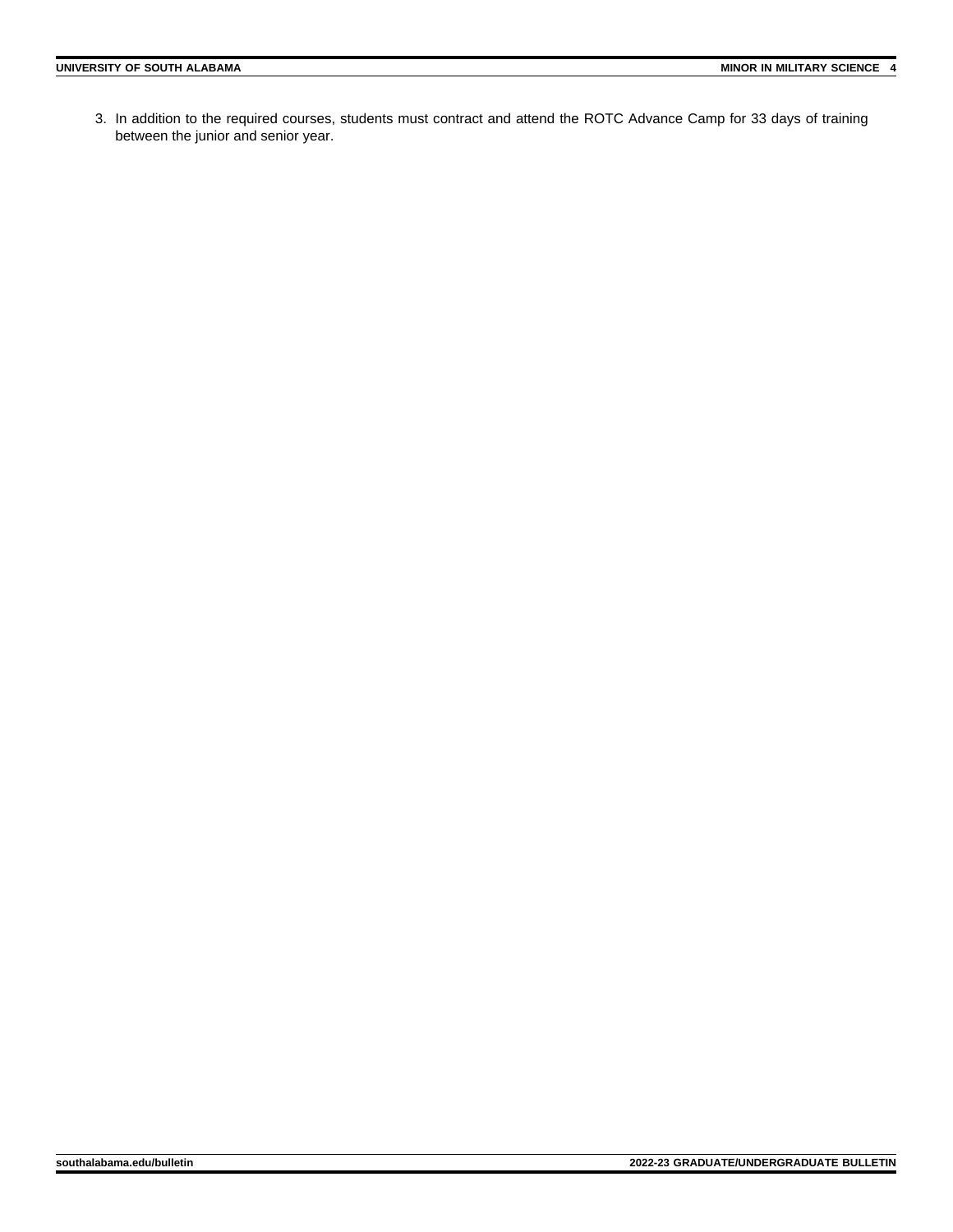3. In addition to the required courses, students must contract and attend the ROTC Advance Camp for 33 days of training between the junior and senior year.